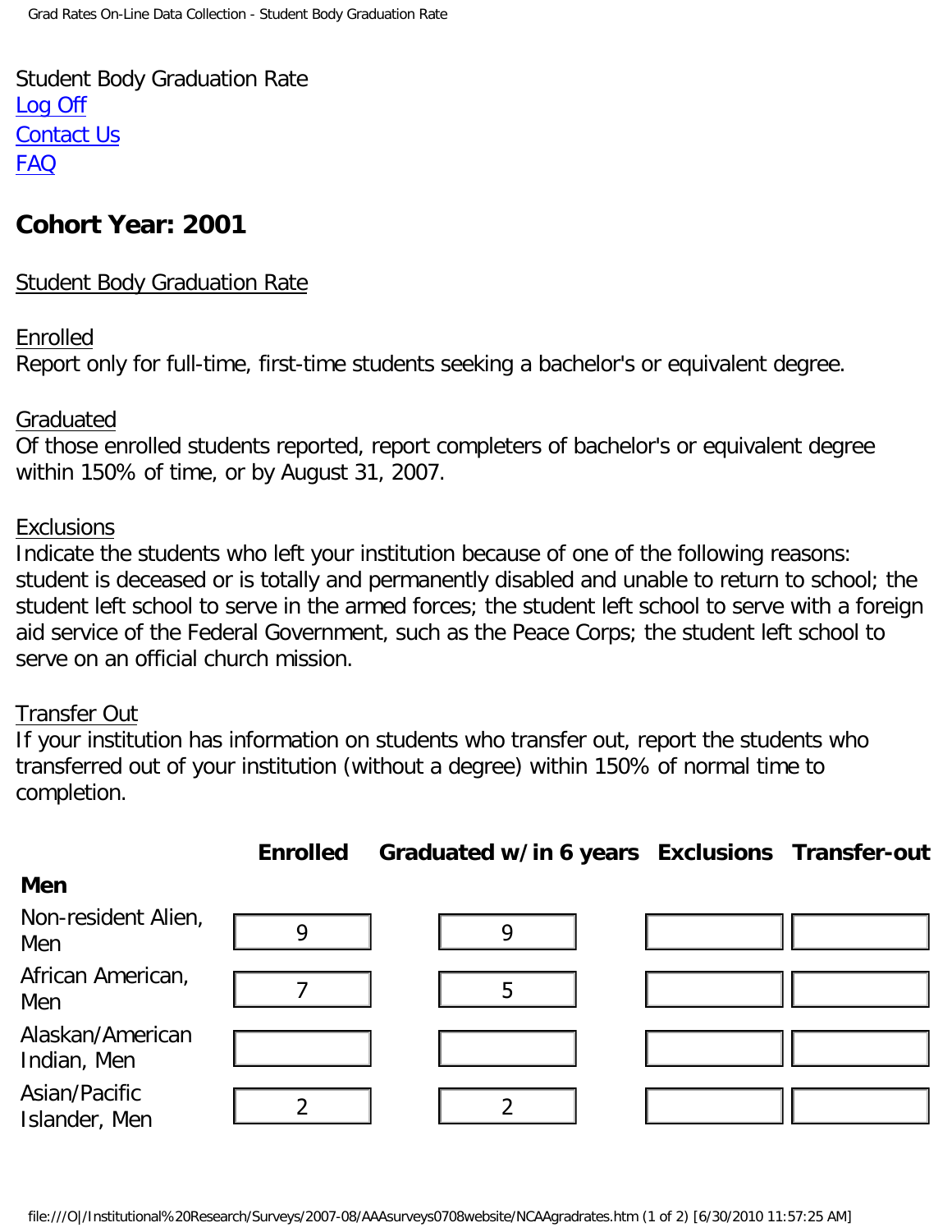Student Body Graduation Rate
Log Off
Contact Us
FAQ

## Cohort Year: 2001

Student Body Graduation Rate

Enrolled
Report only for full-time, first-time students seeking a bachelor's or equivalent degree.

Graduated
Of those enrolled students reported, report completers of bachelor's or equivalent degree within 150% of time, or by August 31, 2007.

Exclusions
Indicate the students who left your institution because of one of the following reasons: student is deceased or is totally and permanently disabled and unable to return to school; the student left school to serve in the armed forces; the student left school to serve with a foreign aid service of the Federal Government, such as the Peace Corps; the student left school to serve on an official church mission.

Transfer Out
If your institution has information on students who transfer out, report the students who transferred out of your institution (without a degree) within 150% of normal time to completion.

| | Enrolled | Graduated w/in 6 years | Exclusions | Transfer-out |
|---|---|---|---|---|
| **Men** | | | | |
| Non-resident Alien, Men | 9 | 9 | | |
| African American, Men | 7 | 5 | | |
| Alaskan/American Indian, Men | | | | |
| Asian/Pacific Islander, Men | 2 | 2 | | |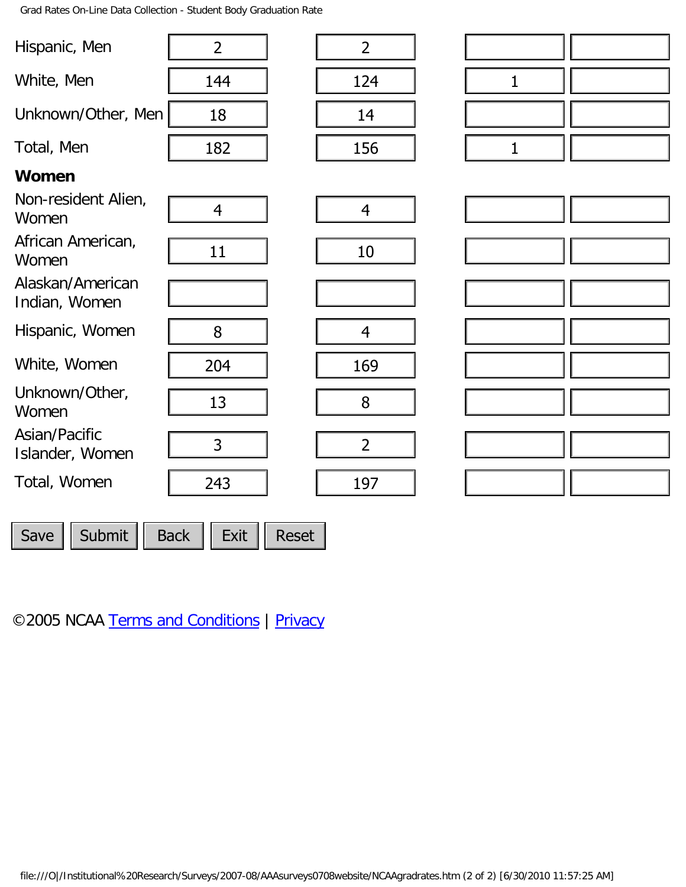| | | | | |
|---|---|---|---|---|
| Hispanic, Men | 2 | 2 | | |
| White, Men | 144 | 124 | 1 | |
| Unknown/Other, Men | 18 | 14 | | |
| Total, Men | 182 | 156 | 1 | |
| **Women** | | | | |
| Non-resident Alien, Women | 4 | 4 | | |
| African American, Women | 11 | 10 | | |
| Alaskan/American Indian, Women | | | | |
| Hispanic, Women | 8 | 4 | | |
| White, Women | 204 | 169 | | |
| Unknown/Other, Women | 13 | 8 | | |
| Asian/Pacific Islander, Women | 3 | 2 | | |
| Total, Women | 243 | 197 | | |

Save Submit Back Exit Reset

©2005 NCAA Terms and Conditions | Privacy